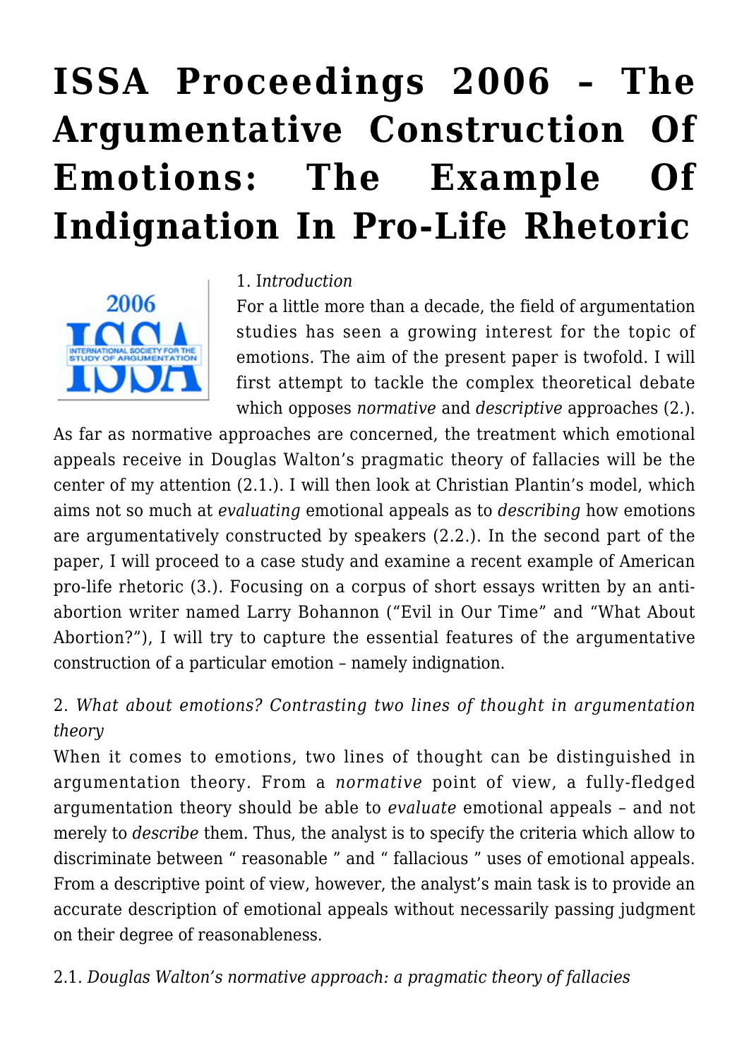# ISSA Proceedings 2006 – The Argumentative Construction Of Emotions: The Example Of Indignation In Pro-Life Rhetoric

1. I*ntroduction*

For a little more than a decade, the field of argumentation studies has seen a growing interest for the topic of emotions. The aim of the present paper is twofold. I will first attempt to tackle the complex theoretical debate which opposes *normative* and *descriptive* approaches (2.). As far as normative approaches are concerned, the treatment which emotional appeals receive in Douglas Walton's pragmatic theory of fallacies will be the center of my attention (2.1.). I will then look at Christian Plantin's model, which aims not so much at *evaluating* emotional appeals as to *describing* how emotions are argumentatively constructed by speakers (2.2.). In the second part of the paper, I will proceed to a case study and examine a recent example of American pro-life rhetoric (3.). Focusing on a corpus of short essays written by an anti-abortion writer named Larry Bohannon ("Evil in Our Time" and "What About Abortion?"), I will try to capture the essential features of the argumentative construction of a particular emotion – namely indignation.

2. *What about emotions? Contrasting two lines of thought in argumentation theory*

When it comes to emotions, two lines of thought can be distinguished in argumentation theory. From a *normative* point of view, a fully-fledged argumentation theory should be able to *evaluate* emotional appeals – and not merely to *describe* them. Thus, the analyst is to specify the criteria which allow to discriminate between " reasonable " and " fallacious " uses of emotional appeals. From a descriptive point of view, however, the analyst's main task is to provide an accurate description of emotional appeals without necessarily passing judgment on their degree of reasonableness.

2.1. *Douglas Walton's normative approach: a pragmatic theory of fallacies*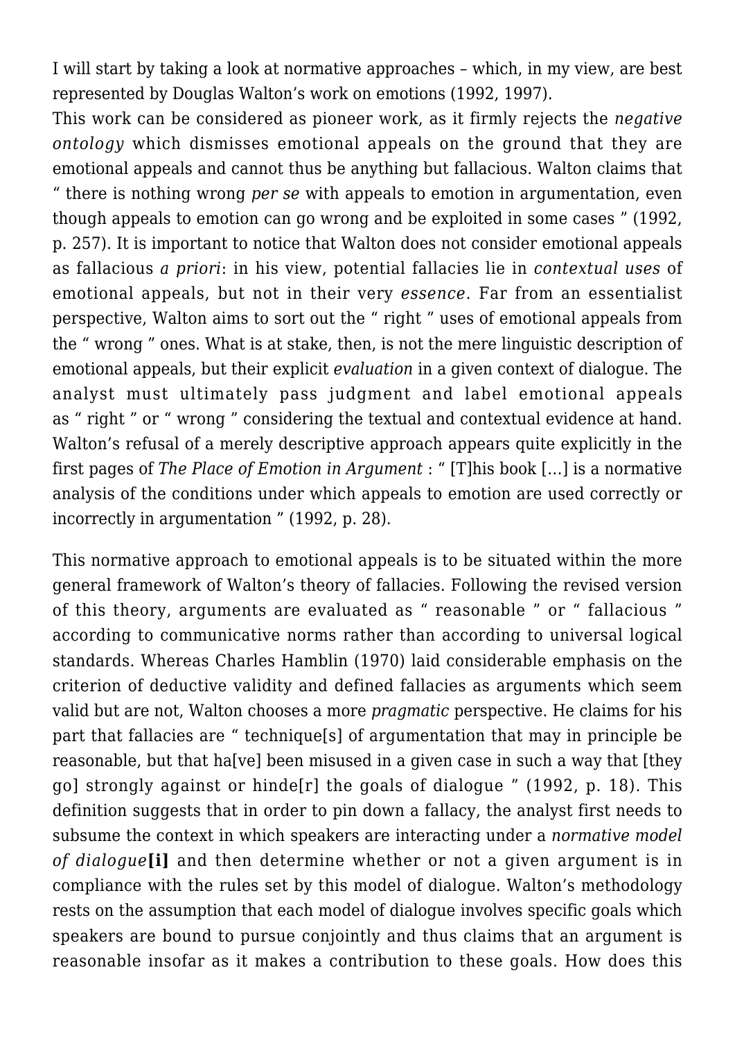I will start by taking a look at normative approaches – which, in my view, are best represented by Douglas Walton's work on emotions (1992, 1997).
This work can be considered as pioneer work, as it firmly rejects the *negative ontology* which dismisses emotional appeals on the ground that they are emotional appeals and cannot thus be anything but fallacious. Walton claims that " there is nothing wrong *per se* with appeals to emotion in argumentation, even though appeals to emotion can go wrong and be exploited in some cases " (1992, p. 257). It is important to notice that Walton does not consider emotional appeals as fallacious *a priori*: in his view, potential fallacies lie in *contextual uses* of emotional appeals, but not in their very *essence*. Far from an essentialist perspective, Walton aims to sort out the " right " uses of emotional appeals from the " wrong " ones. What is at stake, then, is not the mere linguistic description of emotional appeals, but their explicit *evaluation* in a given context of dialogue. The analyst must ultimately pass judgment and label emotional appeals as " right " or " wrong " considering the textual and contextual evidence at hand. Walton's refusal of a merely descriptive approach appears quite explicitly in the first pages of *The Place of Emotion in Argument* : " [T]his book [...] is a normative analysis of the conditions under which appeals to emotion are used correctly or incorrectly in argumentation " (1992, p. 28).

This normative approach to emotional appeals is to be situated within the more general framework of Walton's theory of fallacies. Following the revised version of this theory, arguments are evaluated as " reasonable " or " fallacious " according to communicative norms rather than according to universal logical standards. Whereas Charles Hamblin (1970) laid considerable emphasis on the criterion of deductive validity and defined fallacies as arguments which seem valid but are not, Walton chooses a more *pragmatic* perspective. He claims for his part that fallacies are " technique[s] of argumentation that may in principle be reasonable, but that ha[ve] been misused in a given case in such a way that [they go] strongly against or hinde[r] the goals of dialogue " (1992, p. 18). This definition suggests that in order to pin down a fallacy, the analyst first needs to subsume the context in which speakers are interacting under a *normative model of dialogue***[i]** and then determine whether or not a given argument is in compliance with the rules set by this model of dialogue. Walton's methodology rests on the assumption that each model of dialogue involves specific goals which speakers are bound to pursue conjointly and thus claims that an argument is reasonable insofar as it makes a contribution to these goals. How does this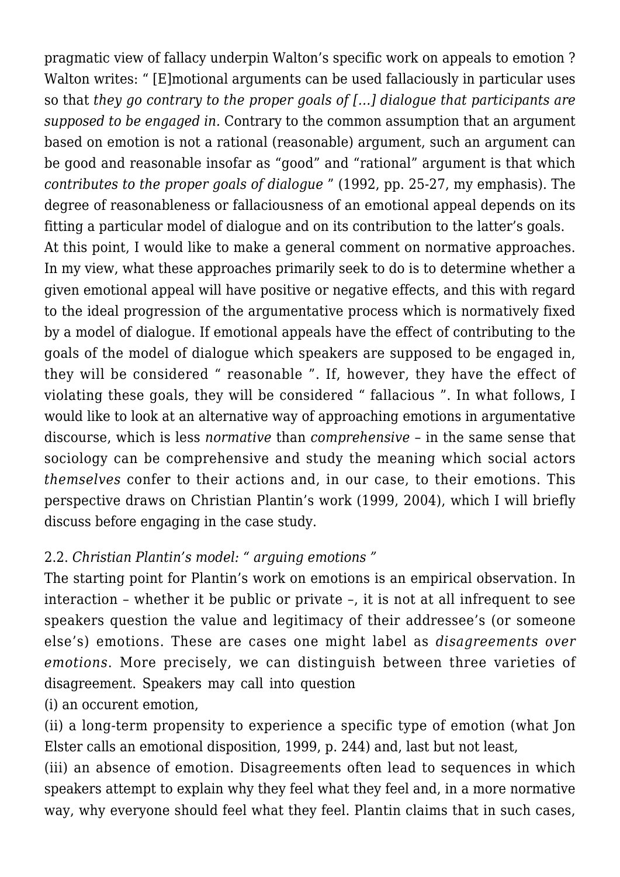pragmatic view of fallacy underpin Walton's specific work on appeals to emotion ? Walton writes: " [E]motional arguments can be used fallaciously in particular uses so that *they go contrary to the proper goals of […] dialogue that participants are supposed to be engaged in.* Contrary to the common assumption that an argument based on emotion is not a rational (reasonable) argument, such an argument can be good and reasonable insofar as "good" and "rational" argument is that which *contributes to the proper goals of dialogue* " (1992, pp. 25-27, my emphasis). The degree of reasonableness or fallaciousness of an emotional appeal depends on its fitting a particular model of dialogue and on its contribution to the latter's goals.

At this point, I would like to make a general comment on normative approaches. In my view, what these approaches primarily seek to do is to determine whether a given emotional appeal will have positive or negative effects, and this with regard to the ideal progression of the argumentative process which is normatively fixed by a model of dialogue. If emotional appeals have the effect of contributing to the goals of the model of dialogue which speakers are supposed to be engaged in, they will be considered " reasonable ". If, however, they have the effect of violating these goals, they will be considered " fallacious ". In what follows, I would like to look at an alternative way of approaching emotions in argumentative discourse, which is less *normative* than *comprehensive* – in the same sense that sociology can be comprehensive and study the meaning which social actors *themselves* confer to their actions and, in our case, to their emotions. This perspective draws on Christian Plantin's work (1999, 2004), which I will briefly discuss before engaging in the case study.

### 2.2. *Christian Plantin's model: " arguing emotions "*

The starting point for Plantin's work on emotions is an empirical observation. In interaction – whether it be public or private –, it is not at all infrequent to see speakers question the value and legitimacy of their addressee's (or someone else's) emotions. These are cases one might label as *disagreements over emotions*. More precisely, we can distinguish between three varieties of disagreement. Speakers may call into question

(i) an occurent emotion,

(ii) a long-term propensity to experience a specific type of emotion (what Jon Elster calls an emotional disposition, 1999, p. 244) and, last but not least,

(iii) an absence of emotion. Disagreements often lead to sequences in which speakers attempt to explain why they feel what they feel and, in a more normative way, why everyone should feel what they feel. Plantin claims that in such cases,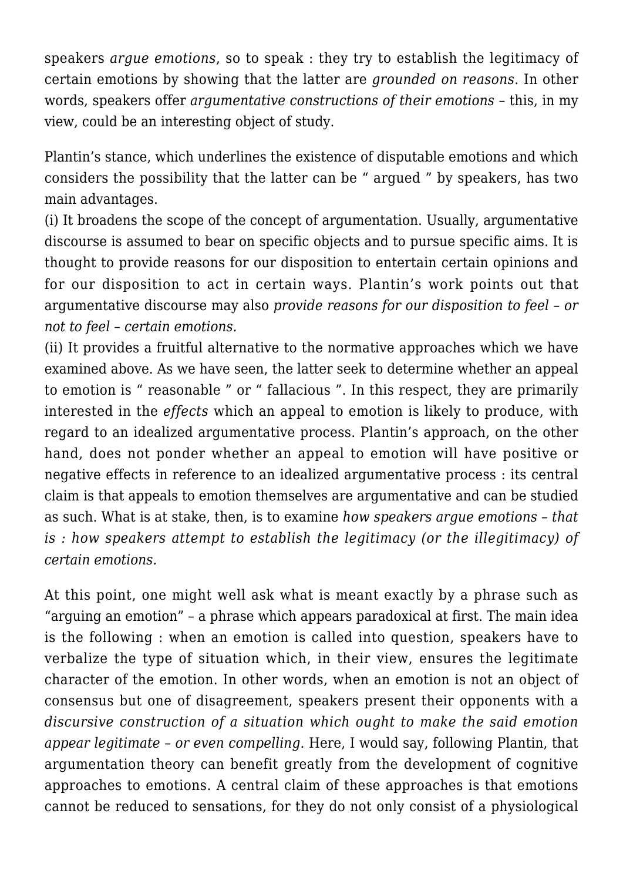speakers *argue emotions*, so to speak : they try to establish the legitimacy of certain emotions by showing that the latter are *grounded on reasons*. In other words, speakers offer *argumentative constructions of their emotions* – this, in my view, could be an interesting object of study.

Plantin's stance, which underlines the existence of disputable emotions and which considers the possibility that the latter can be " argued " by speakers, has two main advantages.
(i) It broadens the scope of the concept of argumentation. Usually, argumentative discourse is assumed to bear on specific objects and to pursue specific aims. It is thought to provide reasons for our disposition to entertain certain opinions and for our disposition to act in certain ways. Plantin's work points out that argumentative discourse may also *provide reasons for our disposition to feel – or not to feel – certain emotions.*
(ii) It provides a fruitful alternative to the normative approaches which we have examined above. As we have seen, the latter seek to determine whether an appeal to emotion is " reasonable " or " fallacious ". In this respect, they are primarily interested in the *effects* which an appeal to emotion is likely to produce, with regard to an idealized argumentative process. Plantin's approach, on the other hand, does not ponder whether an appeal to emotion will have positive or negative effects in reference to an idealized argumentative process : its central claim is that appeals to emotion themselves are argumentative and can be studied as such. What is at stake, then, is to examine *how speakers argue emotions – that is : how speakers attempt to establish the legitimacy (or the illegitimacy) of certain emotions.*

At this point, one might well ask what is meant exactly by a phrase such as "arguing an emotion" – a phrase which appears paradoxical at first. The main idea is the following : when an emotion is called into question, speakers have to verbalize the type of situation which, in their view, ensures the legitimate character of the emotion. In other words, when an emotion is not an object of consensus but one of disagreement, speakers present their opponents with a *discursive construction of a situation which ought to make the said emotion appear legitimate – or even compelling.* Here, I would say, following Plantin, that argumentation theory can benefit greatly from the development of cognitive approaches to emotions. A central claim of these approaches is that emotions cannot be reduced to sensations, for they do not only consist of a physiological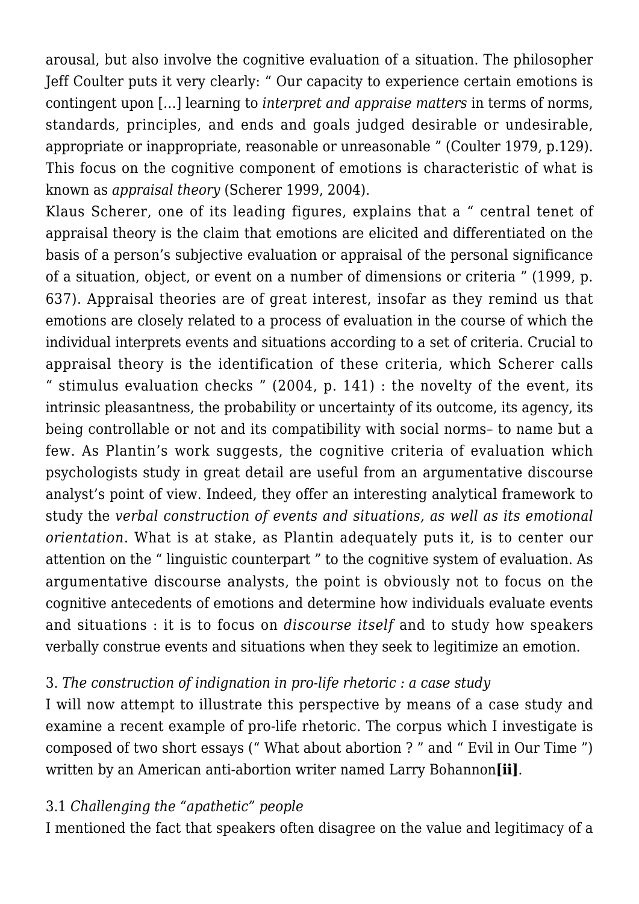arousal, but also involve the cognitive evaluation of a situation. The philosopher Jeff Coulter puts it very clearly: " Our capacity to experience certain emotions is contingent upon […] learning to *interpret and appraise matters* in terms of norms, standards, principles, and ends and goals judged desirable or undesirable, appropriate or inappropriate, reasonable or unreasonable " (Coulter 1979, p.129). This focus on the cognitive component of emotions is characteristic of what is known as *appraisal theory* (Scherer 1999, 2004).

Klaus Scherer, one of its leading figures, explains that a " central tenet of appraisal theory is the claim that emotions are elicited and differentiated on the basis of a person's subjective evaluation or appraisal of the personal significance of a situation, object, or event on a number of dimensions or criteria " (1999, p. 637). Appraisal theories are of great interest, insofar as they remind us that emotions are closely related to a process of evaluation in the course of which the individual interprets events and situations according to a set of criteria. Crucial to appraisal theory is the identification of these criteria, which Scherer calls " stimulus evaluation checks " (2004, p. 141) : the novelty of the event, its intrinsic pleasantness, the probability or uncertainty of its outcome, its agency, its being controllable or not and its compatibility with social norms– to name but a few. As Plantin's work suggests, the cognitive criteria of evaluation which psychologists study in great detail are useful from an argumentative discourse analyst's point of view. Indeed, they offer an interesting analytical framework to study the *verbal construction of events and situations, as well as its emotional orientation*. What is at stake, as Plantin adequately puts it, is to center our attention on the " linguistic counterpart " to the cognitive system of evaluation. As argumentative discourse analysts, the point is obviously not to focus on the cognitive antecedents of emotions and determine how individuals evaluate events and situations : it is to focus on *discourse itself* and to study how speakers verbally construe events and situations when they seek to legitimize an emotion.

### 3. *The construction of indignation in pro-life rhetoric : a case study*

I will now attempt to illustrate this perspective by means of a case study and examine a recent example of pro-life rhetoric. The corpus which I investigate is composed of two short essays (" What about abortion ? " and " Evil in Our Time ") written by an American anti-abortion writer named Larry Bohannon**[ii]**.

#### 3.1 *Challenging the "apathetic" people*

I mentioned the fact that speakers often disagree on the value and legitimacy of a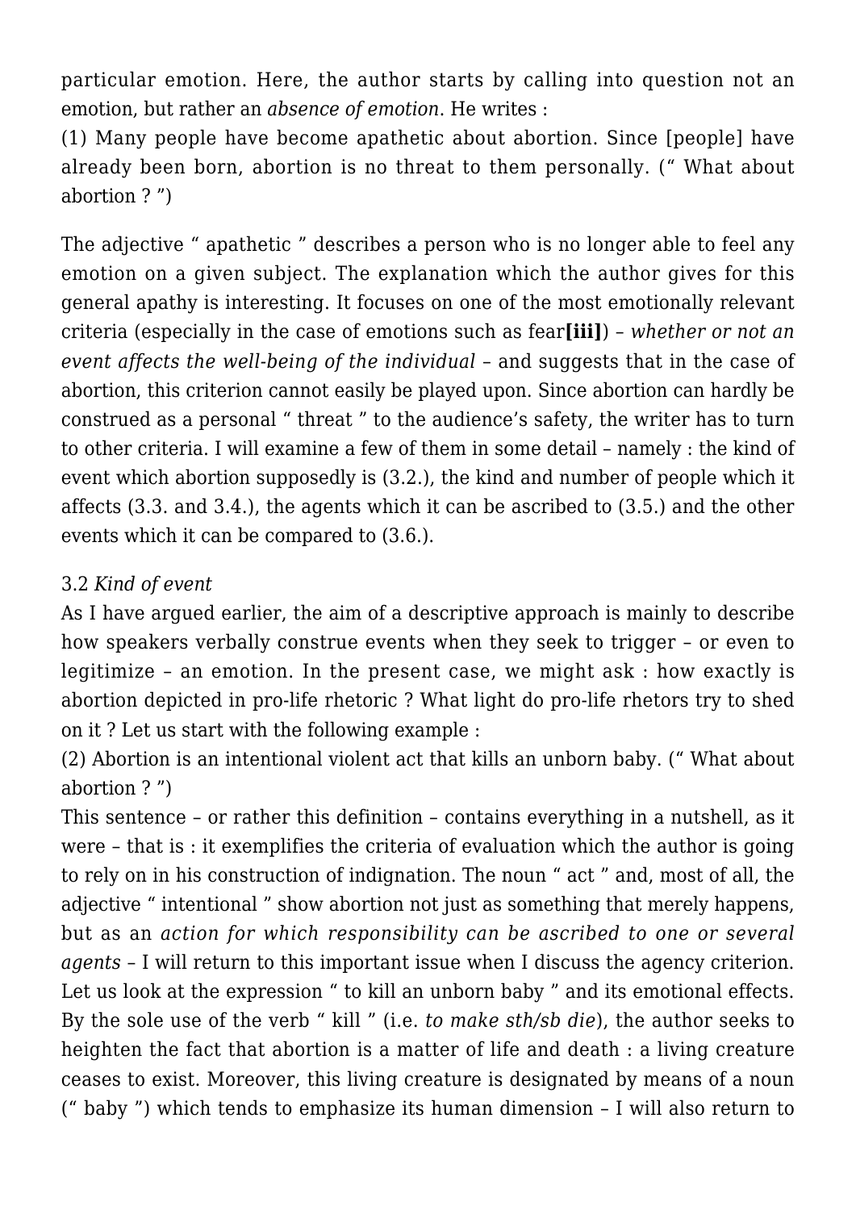particular emotion. Here, the author starts by calling into question not an emotion, but rather an *absence of emotion*. He writes :

(1) Many people have become apathetic about abortion. Since [people] have already been born, abortion is no threat to them personally. (“ What about abortion ? ”)

The adjective “ apathetic ” describes a person who is no longer able to feel any emotion on a given subject. The explanation which the author gives for this general apathy is interesting. It focuses on one of the most emotionally relevant criteria (especially in the case of emotions such as fear**[iii]**) – *whether or not an event affects the well-being of the individual* – and suggests that in the case of abortion, this criterion cannot easily be played upon. Since abortion can hardly be construed as a personal “ threat ” to the audience’s safety, the writer has to turn to other criteria. I will examine a few of them in some detail – namely : the kind of event which abortion supposedly is (3.2.), the kind and number of people which it affects (3.3. and 3.4.), the agents which it can be ascribed to (3.5.) and the other events which it can be compared to (3.6.).

3.2 *Kind of event*

As I have argued earlier, the aim of a descriptive approach is mainly to describe how speakers verbally construe events when they seek to trigger – or even to legitimize – an emotion. In the present case, we might ask : how exactly is abortion depicted in pro-life rhetoric ? What light do pro-life rhetors try to shed on it ? Let us start with the following example :

(2) Abortion is an intentional violent act that kills an unborn baby. (“ What about abortion ? ”)

This sentence – or rather this definition – contains everything in a nutshell, as it were – that is : it exemplifies the criteria of evaluation which the author is going to rely on in his construction of indignation. The noun “ act ” and, most of all, the adjective “ intentional ” show abortion not just as something that merely happens, but as an *action for which responsibility can be ascribed to one or several agents* – I will return to this important issue when I discuss the agency criterion. Let us look at the expression “ to kill an unborn baby ” and its emotional effects. By the sole use of the verb “ kill ” (i.e. *to make sth/sb die*), the author seeks to heighten the fact that abortion is a matter of life and death : a living creature ceases to exist. Moreover, this living creature is designated by means of a noun (“ baby ”) which tends to emphasize its human dimension – I will also return to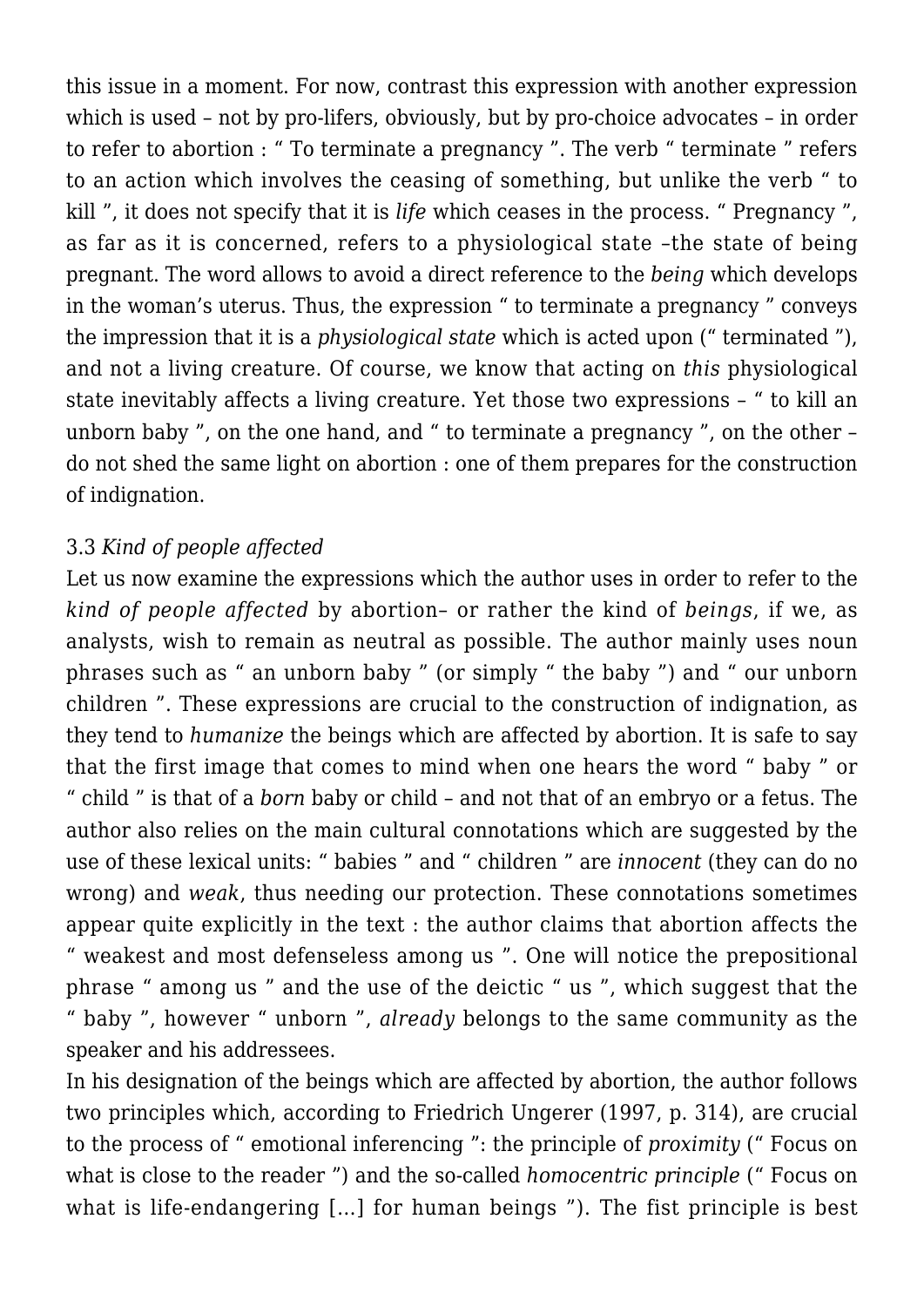this issue in a moment. For now, contrast this expression with another expression which is used – not by pro-lifers, obviously, but by pro-choice advocates – in order to refer to abortion : " To terminate a pregnancy ". The verb " terminate " refers to an action which involves the ceasing of something, but unlike the verb " to kill ", it does not specify that it is *life* which ceases in the process. " Pregnancy ", as far as it is concerned, refers to a physiological state –the state of being pregnant. The word allows to avoid a direct reference to the *being* which develops in the woman's uterus. Thus, the expression " to terminate a pregnancy " conveys the impression that it is a *physiological state* which is acted upon (" terminated "), and not a living creature. Of course, we know that acting on *this* physiological state inevitably affects a living creature. Yet those two expressions – " to kill an unborn baby ", on the one hand, and " to terminate a pregnancy ", on the other – do not shed the same light on abortion : one of them prepares for the construction of indignation.

### 3.3 *Kind of people affected*

Let us now examine the expressions which the author uses in order to refer to the *kind of people affected* by abortion– or rather the kind of *beings*, if we, as analysts, wish to remain as neutral as possible. The author mainly uses noun phrases such as " an unborn baby " (or simply " the baby ") and " our unborn children ". These expressions are crucial to the construction of indignation, as they tend to *humanize* the beings which are affected by abortion. It is safe to say that the first image that comes to mind when one hears the word " baby " or " child " is that of a *born* baby or child – and not that of an embryo or a fetus. The author also relies on the main cultural connotations which are suggested by the use of these lexical units: " babies " and " children " are *innocent* (they can do no wrong) and *weak*, thus needing our protection. These connotations sometimes appear quite explicitly in the text : the author claims that abortion affects the " weakest and most defenseless among us ". One will notice the prepositional phrase " among us " and the use of the deictic " us ", which suggest that the " baby ", however " unborn ", *already* belongs to the same community as the speaker and his addressees.

In his designation of the beings which are affected by abortion, the author follows two principles which, according to Friedrich Ungerer (1997, p. 314), are crucial to the process of " emotional inferencing ": the principle of *proximity* (" Focus on what is close to the reader ") and the so-called *homocentric principle* (" Focus on what is life-endangering [...] for human beings "). The fist principle is best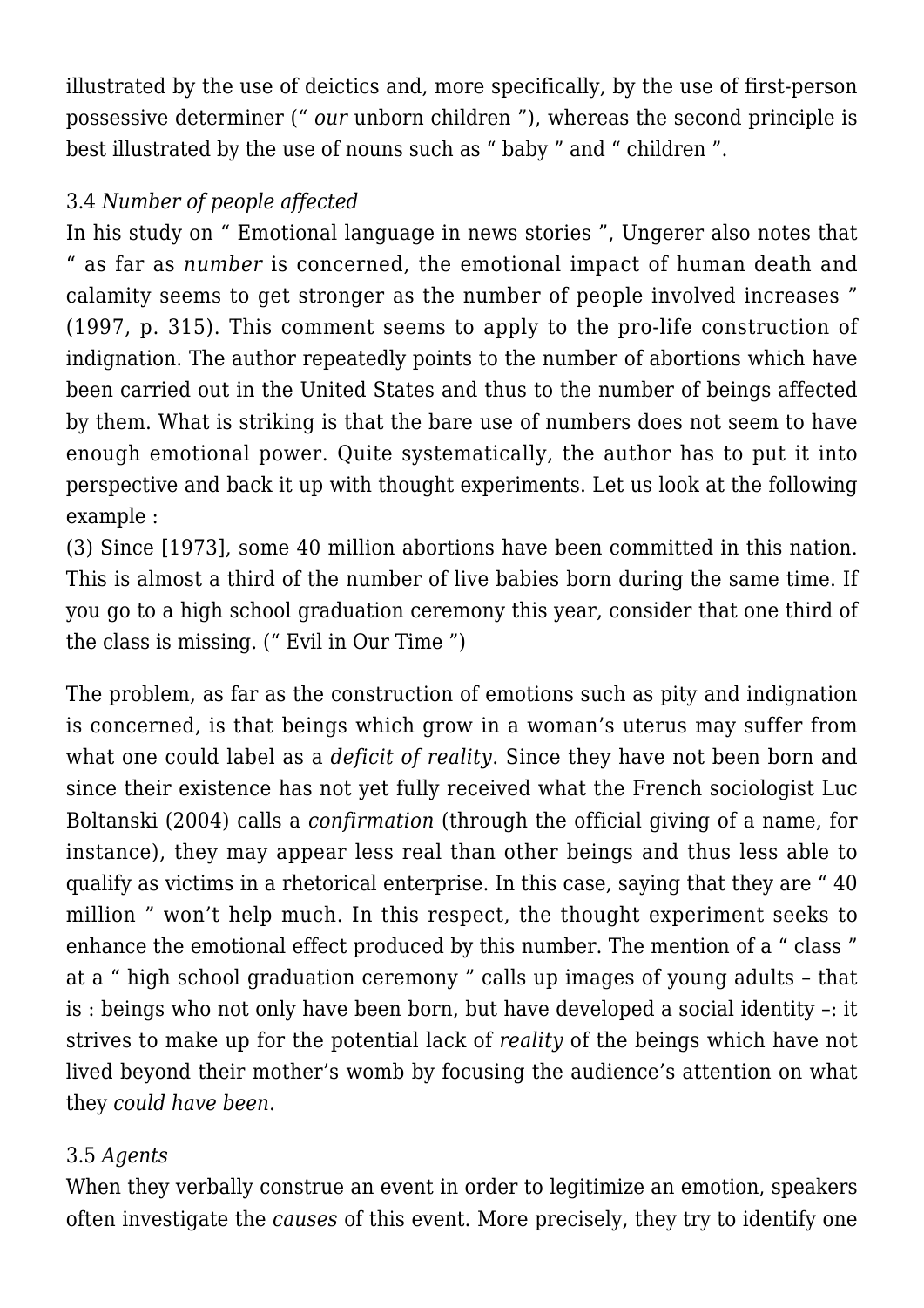illustrated by the use of deictics and, more specifically, by the use of first-person possessive determiner (“ *our* unborn children ”), whereas the second principle is best illustrated by the use of nouns such as “ baby ” and “ children ”.

### 3.4 *Number of people affected*

In his study on “ Emotional language in news stories ”, Ungerer also notes that “ as far as *number* is concerned, the emotional impact of human death and calamity seems to get stronger as the number of people involved increases ” (1997, p. 315). This comment seems to apply to the pro-life construction of indignation. The author repeatedly points to the number of abortions which have been carried out in the United States and thus to the number of beings affected by them. What is striking is that the bare use of numbers does not seem to have enough emotional power. Quite systematically, the author has to put it into perspective and back it up with thought experiments. Let us look at the following example :

(3) Since [1973], some 40 million abortions have been committed in this nation. This is almost a third of the number of live babies born during the same time. If you go to a high school graduation ceremony this year, consider that one third of the class is missing. (“ Evil in Our Time ”)

The problem, as far as the construction of emotions such as pity and indignation is concerned, is that beings which grow in a woman’s uterus may suffer from what one could label as a *deficit of reality*. Since they have not been born and since their existence has not yet fully received what the French sociologist Luc Boltanski (2004) calls a *confirmation* (through the official giving of a name, for instance), they may appear less real than other beings and thus less able to qualify as victims in a rhetorical enterprise. In this case, saying that they are “ 40 million ” won’t help much. In this respect, the thought experiment seeks to enhance the emotional effect produced by this number. The mention of a “ class ” at a “ high school graduation ceremony ” calls up images of young adults – that is : beings who not only have been born, but have developed a social identity –: it strives to make up for the potential lack of *reality* of the beings which have not lived beyond their mother’s womb by focusing the audience’s attention on what they *could have been*.

### 3.5 *Agents*

When they verbally construe an event in order to legitimize an emotion, speakers often investigate the *causes* of this event. More precisely, they try to identify one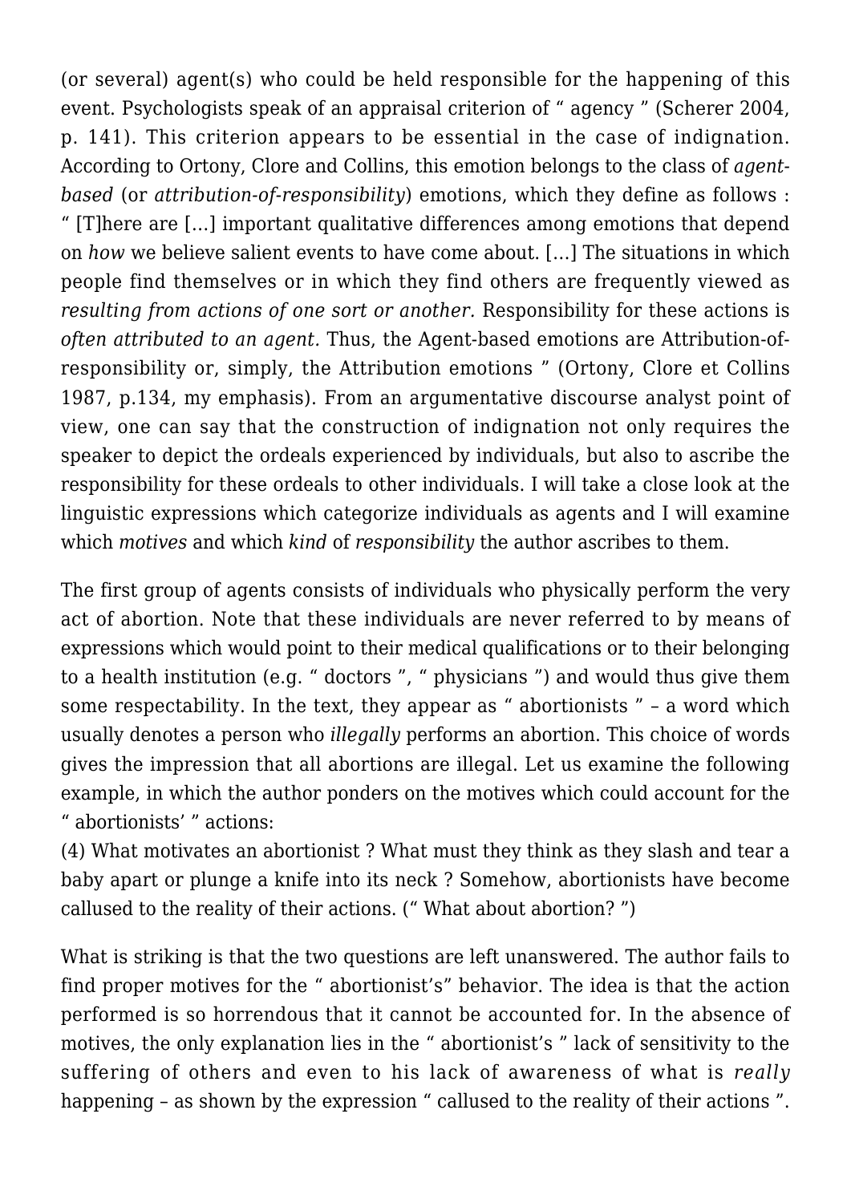(or several) agent(s) who could be held responsible for the happening of this event. Psychologists speak of an appraisal criterion of " agency " (Scherer 2004, p. 141). This criterion appears to be essential in the case of indignation. According to Ortony, Clore and Collins, this emotion belongs to the class of *agent-based* (or *attribution-of-responsibility*) emotions, which they define as follows : " [T]here are […] important qualitative differences among emotions that depend on *how* we believe salient events to have come about. […] The situations in which people find themselves or in which they find others are frequently viewed as *resulting from actions of one sort or another.* Responsibility for these actions is *often attributed to an agent.* Thus, the Agent-based emotions are Attribution-of-responsibility or, simply, the Attribution emotions " (Ortony, Clore et Collins 1987, p.134, my emphasis). From an argumentative discourse analyst point of view, one can say that the construction of indignation not only requires the speaker to depict the ordeals experienced by individuals, but also to ascribe the responsibility for these ordeals to other individuals. I will take a close look at the linguistic expressions which categorize individuals as agents and I will examine which *motives* and which *kind* of *responsibility* the author ascribes to them.

The first group of agents consists of individuals who physically perform the very act of abortion. Note that these individuals are never referred to by means of expressions which would point to their medical qualifications or to their belonging to a health institution (e.g. " doctors ", " physicians ") and would thus give them some respectability. In the text, they appear as " abortionists " – a word which usually denotes a person who *illegally* performs an abortion. This choice of words gives the impression that all abortions are illegal. Let us examine the following example, in which the author ponders on the motives which could account for the " abortionists' " actions:

(4) What motivates an abortionist ? What must they think as they slash and tear a baby apart or plunge a knife into its neck ? Somehow, abortionists have become callused to the reality of their actions. (" What about abortion? ")

What is striking is that the two questions are left unanswered. The author fails to find proper motives for the " abortionist's" behavior. The idea is that the action performed is so horrendous that it cannot be accounted for. In the absence of motives, the only explanation lies in the " abortionist's " lack of sensitivity to the suffering of others and even to his lack of awareness of what is *really* happening – as shown by the expression " callused to the reality of their actions ".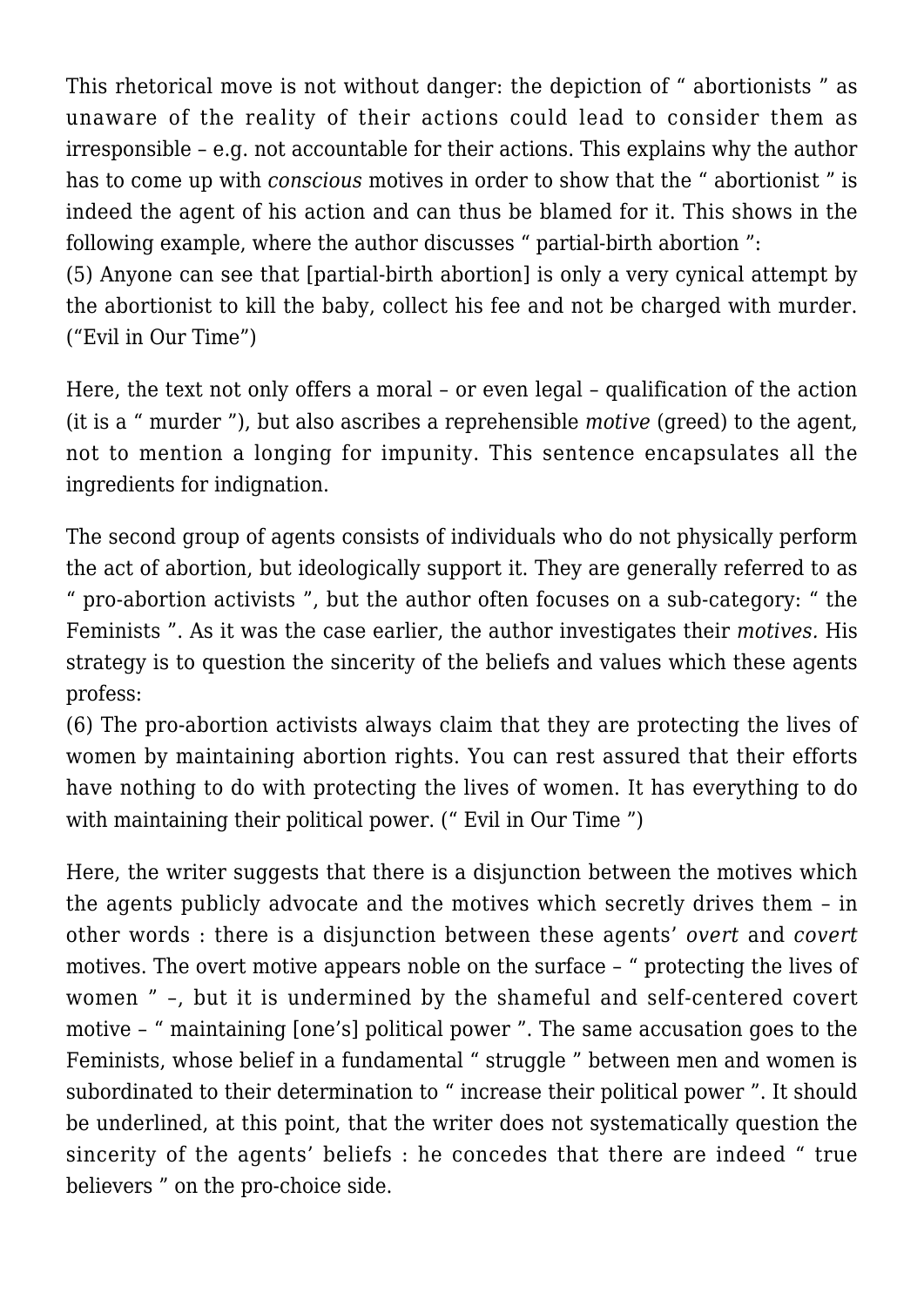This rhetorical move is not without danger: the depiction of " abortionists " as unaware of the reality of their actions could lead to consider them as irresponsible – e.g. not accountable for their actions. This explains why the author has to come up with *conscious* motives in order to show that the " abortionist " is indeed the agent of his action and can thus be blamed for it. This shows in the following example, where the author discusses " partial-birth abortion ":

(5) Anyone can see that [partial-birth abortion] is only a very cynical attempt by the abortionist to kill the baby, collect his fee and not be charged with murder. ("Evil in Our Time")

Here, the text not only offers a moral – or even legal – qualification of the action (it is a " murder "), but also ascribes a reprehensible *motive* (greed) to the agent, not to mention a longing for impunity. This sentence encapsulates all the ingredients for indignation.

The second group of agents consists of individuals who do not physically perform the act of abortion, but ideologically support it. They are generally referred to as " pro-abortion activists ", but the author often focuses on a sub-category: " the Feminists ". As it was the case earlier, the author investigates their *motives.* His strategy is to question the sincerity of the beliefs and values which these agents profess:

(6) The pro-abortion activists always claim that they are protecting the lives of women by maintaining abortion rights. You can rest assured that their efforts have nothing to do with protecting the lives of women. It has everything to do with maintaining their political power. (" Evil in Our Time ")

Here, the writer suggests that there is a disjunction between the motives which the agents publicly advocate and the motives which secretly drives them – in other words : there is a disjunction between these agents' *overt* and *covert* motives. The overt motive appears noble on the surface – " protecting the lives of women " –, but it is undermined by the shameful and self-centered covert motive – " maintaining [one's] political power ". The same accusation goes to the Feminists, whose belief in a fundamental " struggle " between men and women is subordinated to their determination to " increase their political power ". It should be underlined, at this point, that the writer does not systematically question the sincerity of the agents' beliefs : he concedes that there are indeed " true believers " on the pro-choice side.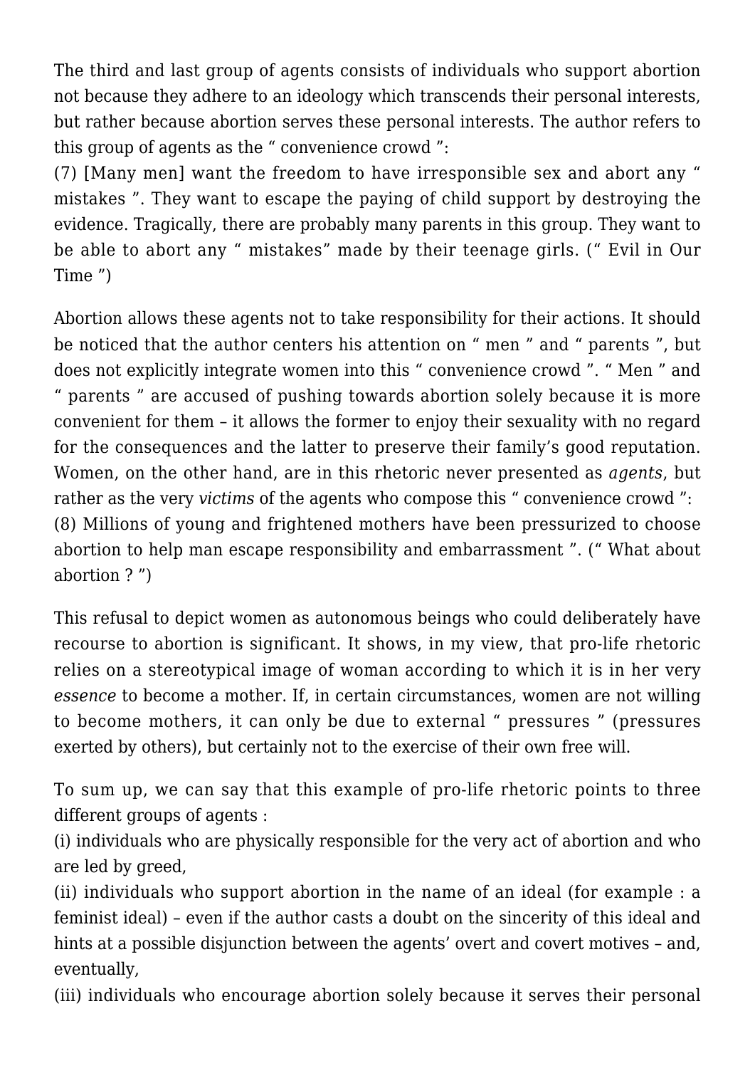The third and last group of agents consists of individuals who support abortion not because they adhere to an ideology which transcends their personal interests, but rather because abortion serves these personal interests. The author refers to this group of agents as the " convenience crowd ":

(7) [Many men] want the freedom to have irresponsible sex and abort any " mistakes ". They want to escape the paying of child support by destroying the evidence. Tragically, there are probably many parents in this group. They want to be able to abort any " mistakes" made by their teenage girls. (" Evil in Our Time ")

Abortion allows these agents not to take responsibility for their actions. It should be noticed that the author centers his attention on " men " and " parents ", but does not explicitly integrate women into this " convenience crowd ". " Men " and " parents " are accused of pushing towards abortion solely because it is more convenient for them – it allows the former to enjoy their sexuality with no regard for the consequences and the latter to preserve their family's good reputation. Women, on the other hand, are in this rhetoric never presented as *agents*, but rather as the very *victims* of the agents who compose this " convenience crowd ":

(8) Millions of young and frightened mothers have been pressurized to choose abortion to help man escape responsibility and embarrassment ". (" What about abortion ? ")

This refusal to depict women as autonomous beings who could deliberately have recourse to abortion is significant. It shows, in my view, that pro-life rhetoric relies on a stereotypical image of woman according to which it is in her very *essence* to become a mother. If, in certain circumstances, women are not willing to become mothers, it can only be due to external " pressures " (pressures exerted by others), but certainly not to the exercise of their own free will.

To sum up, we can say that this example of pro-life rhetoric points to three different groups of agents :

(i) individuals who are physically responsible for the very act of abortion and who are led by greed,

(ii) individuals who support abortion in the name of an ideal (for example : a feminist ideal) – even if the author casts a doubt on the sincerity of this ideal and hints at a possible disjunction between the agents' overt and covert motives – and, eventually,

(iii) individuals who encourage abortion solely because it serves their personal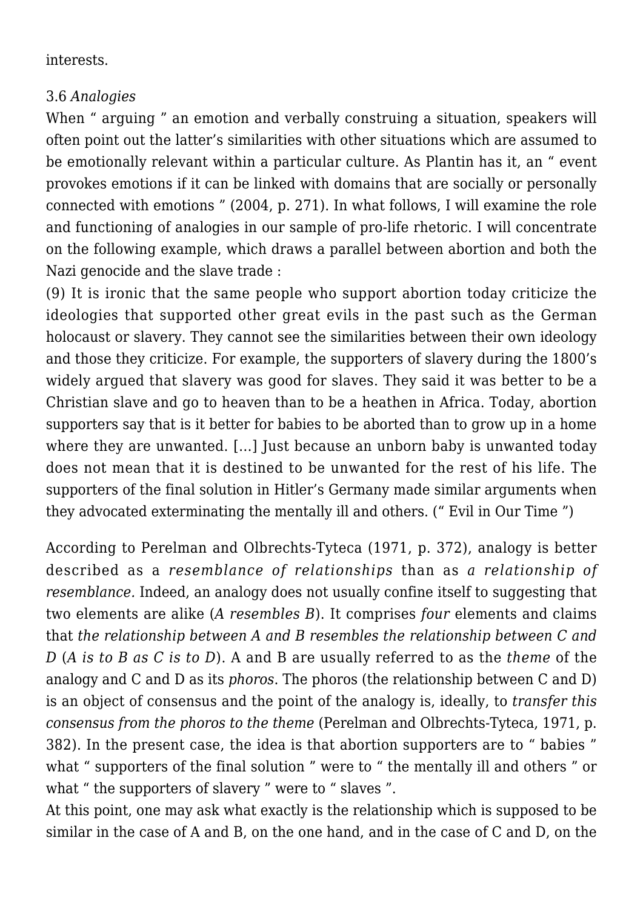interests.

### 3.6 *Analogies*

When " arguing " an emotion and verbally construing a situation, speakers will often point out the latter's similarities with other situations which are assumed to be emotionally relevant within a particular culture. As Plantin has it, an " event provokes emotions if it can be linked with domains that are socially or personally connected with emotions " (2004, p. 271). In what follows, I will examine the role and functioning of analogies in our sample of pro-life rhetoric. I will concentrate on the following example, which draws a parallel between abortion and both the Nazi genocide and the slave trade :

(9) It is ironic that the same people who support abortion today criticize the ideologies that supported other great evils in the past such as the German holocaust or slavery. They cannot see the similarities between their own ideology and those they criticize. For example, the supporters of slavery during the 1800's widely argued that slavery was good for slaves. They said it was better to be a Christian slave and go to heaven than to be a heathen in Africa. Today, abortion supporters say that is it better for babies to be aborted than to grow up in a home where they are unwanted. […] Just because an unborn baby is unwanted today does not mean that it is destined to be unwanted for the rest of his life. The supporters of the final solution in Hitler's Germany made similar arguments when they advocated exterminating the mentally ill and others. (" Evil in Our Time ")

According to Perelman and Olbrechts-Tyteca (1971, p. 372), analogy is better described as a *resemblance of relationships* than as *a relationship of resemblance.* Indeed, an analogy does not usually confine itself to suggesting that two elements are alike (*A resembles B*). It comprises *four* elements and claims that *the relationship between A and B resembles the relationship between C and D* (*A is to B as C is to D*). A and B are usually referred to as the *theme* of the analogy and C and D as its *phoros*. The phoros (the relationship between C and D) is an object of consensus and the point of the analogy is, ideally, to *transfer this consensus from the phoros to the theme* (Perelman and Olbrechts-Tyteca, 1971, p. 382). In the present case, the idea is that abortion supporters are to " babies " what " supporters of the final solution " were to " the mentally ill and others " or what " the supporters of slavery " were to " slaves ".

At this point, one may ask what exactly is the relationship which is supposed to be similar in the case of A and B, on the one hand, and in the case of C and D, on the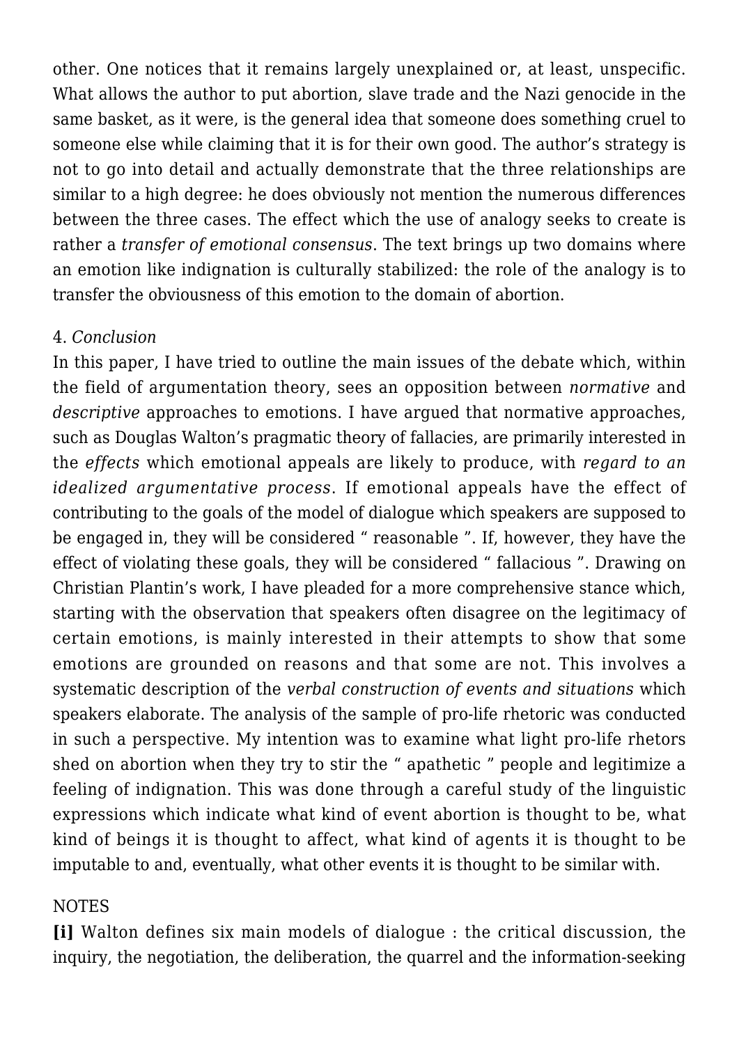other. One notices that it remains largely unexplained or, at least, unspecific. What allows the author to put abortion, slave trade and the Nazi genocide in the same basket, as it were, is the general idea that someone does something cruel to someone else while claiming that it is for their own good. The author's strategy is not to go into detail and actually demonstrate that the three relationships are similar to a high degree: he does obviously not mention the numerous differences between the three cases. The effect which the use of analogy seeks to create is rather a *transfer of emotional consensus*. The text brings up two domains where an emotion like indignation is culturally stabilized: the role of the analogy is to transfer the obviousness of this emotion to the domain of abortion.

4. *Conclusion*

In this paper, I have tried to outline the main issues of the debate which, within the field of argumentation theory, sees an opposition between *normative* and *descriptive* approaches to emotions. I have argued that normative approaches, such as Douglas Walton's pragmatic theory of fallacies, are primarily interested in the *effects* which emotional appeals are likely to produce, with *regard to an idealized argumentative process*. If emotional appeals have the effect of contributing to the goals of the model of dialogue which speakers are supposed to be engaged in, they will be considered " reasonable ". If, however, they have the effect of violating these goals, they will be considered " fallacious ". Drawing on Christian Plantin's work, I have pleaded for a more comprehensive stance which, starting with the observation that speakers often disagree on the legitimacy of certain emotions, is mainly interested in their attempts to show that some emotions are grounded on reasons and that some are not. This involves a systematic description of the *verbal construction of events and situations* which speakers elaborate. The analysis of the sample of pro-life rhetoric was conducted in such a perspective. My intention was to examine what light pro-life rhetors shed on abortion when they try to stir the " apathetic " people and legitimize a feeling of indignation. This was done through a careful study of the linguistic expressions which indicate what kind of event abortion is thought to be, what kind of beings it is thought to affect, what kind of agents it is thought to be imputable to and, eventually, what other events it is thought to be similar with.

NOTES

**[i]** Walton defines six main models of dialogue : the critical discussion, the inquiry, the negotiation, the deliberation, the quarrel and the information-seeking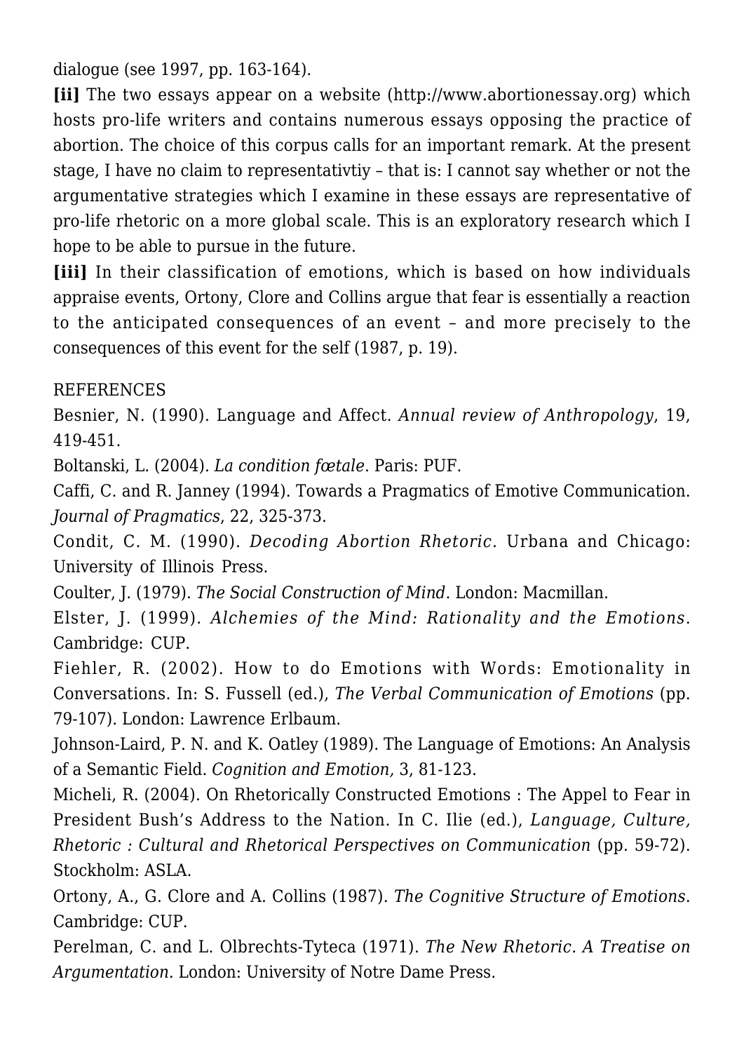dialogue (see 1997, pp. 163-164).

**[ii]** The two essays appear on a website (http://www.abortionessay.org) which hosts pro-life writers and contains numerous essays opposing the practice of abortion. The choice of this corpus calls for an important remark. At the present stage, I have no claim to representativtiy – that is: I cannot say whether or not the argumentative strategies which I examine in these essays are representative of pro-life rhetoric on a more global scale. This is an exploratory research which I hope to be able to pursue in the future.

**[iii]** In their classification of emotions, which is based on how individuals appraise events, Ortony, Clore and Collins argue that fear is essentially a reaction to the anticipated consequences of an event – and more precisely to the consequences of this event for the self (1987, p. 19).

REFERENCES

Besnier, N. (1990). Language and Affect. *Annual review of Anthropology*, 19, 419-451.

Boltanski, L. (2004). *La condition fœtale*. Paris: PUF.

Caffi, C. and R. Janney (1994). Towards a Pragmatics of Emotive Communication. *Journal of Pragmatics*, 22, 325-373.

Condit, C. M. (1990). *Decoding Abortion Rhetoric.* Urbana and Chicago: University of Illinois Press.

Coulter, J. (1979). *The Social Construction of Mind*. London: Macmillan.

Elster, J. (1999). *Alchemies of the Mind: Rationality and the Emotions*. Cambridge: CUP.

Fiehler, R. (2002). How to do Emotions with Words: Emotionality in Conversations. In: S. Fussell (ed.), *The Verbal Communication of Emotions* (pp. 79-107). London: Lawrence Erlbaum.

Johnson-Laird, P. N. and K. Oatley (1989). The Language of Emotions: An Analysis of a Semantic Field. *Cognition and Emotion,* 3, 81-123.

Micheli, R. (2004). On Rhetorically Constructed Emotions : The Appel to Fear in President Bush's Address to the Nation. In C. Ilie (ed.), *Language, Culture, Rhetoric : Cultural and Rhetorical Perspectives on Communication* (pp. 59-72). Stockholm: ASLA.

Ortony, A., G. Clore and A. Collins (1987). *The Cognitive Structure of Emotions*. Cambridge: CUP.

Perelman, C. and L. Olbrechts-Tyteca (1971). *The New Rhetoric. A Treatise on Argumentation.* London: University of Notre Dame Press.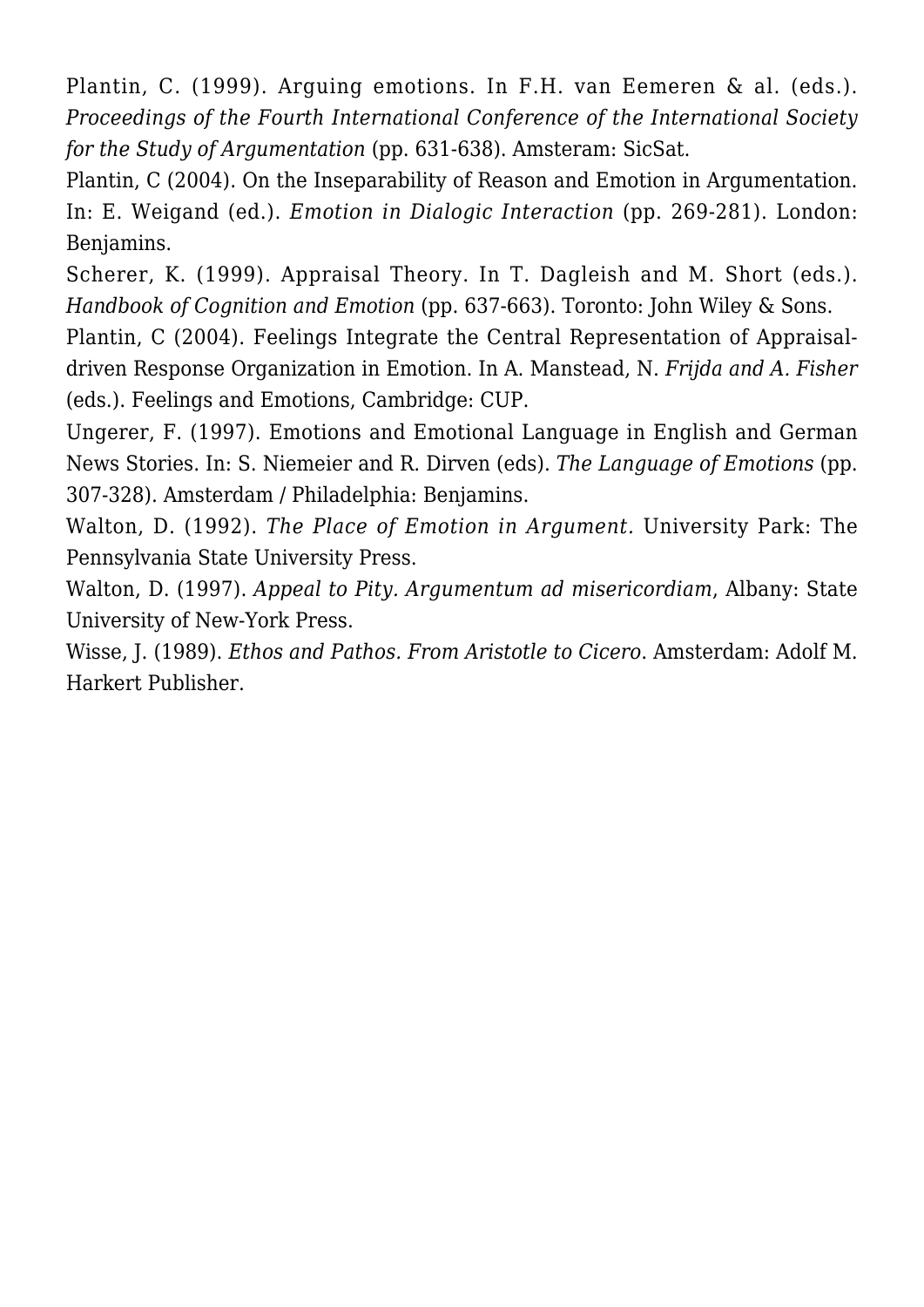Plantin, C. (1999). Arguing emotions. In F.H. van Eemeren & al. (eds.). *Proceedings of the Fourth International Conference of the International Society for the Study of Argumentation* (pp. 631-638). Amsteram: SicSat.

Plantin, C (2004). On the Inseparability of Reason and Emotion in Argumentation. In: E. Weigand (ed.). *Emotion in Dialogic Interaction* (pp. 269-281). London: Benjamins.

Scherer, K. (1999). Appraisal Theory. In T. Dagleish and M. Short (eds.). *Handbook of Cognition and Emotion* (pp. 637-663). Toronto: John Wiley & Sons.

Plantin, C (2004). Feelings Integrate the Central Representation of Appraisal-driven Response Organization in Emotion. In A. Manstead, N. *Frijda and A. Fisher* (eds.). Feelings and Emotions, Cambridge: CUP.

Ungerer, F. (1997). Emotions and Emotional Language in English and German News Stories. In: S. Niemeier and R. Dirven (eds). *The Language of Emotions* (pp. 307-328). Amsterdam / Philadelphia: Benjamins.

Walton, D. (1992). *The Place of Emotion in Argument.* University Park: The Pennsylvania State University Press.

Walton, D. (1997). *Appeal to Pity. Argumentum ad misericordiam*, Albany: State University of New-York Press.

Wisse, J. (1989). *Ethos and Pathos. From Aristotle to Cicero*. Amsterdam: Adolf M. Harkert Publisher.